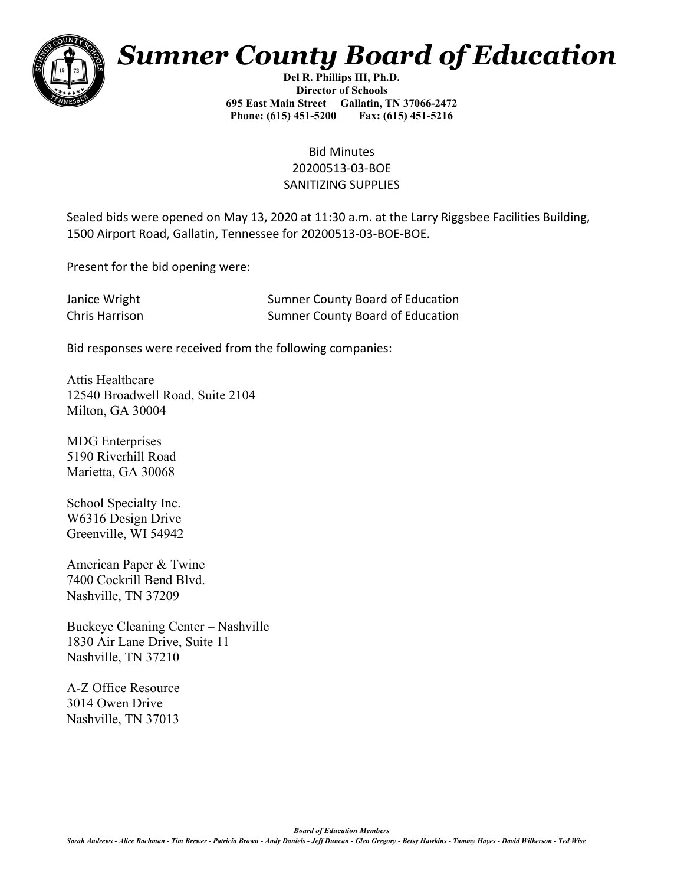# Sumner County Board of Education

**Del R. Phillips III, Ph.D.**
**Director of Schools**
**695 East Main Street Gallatin, TN 37066-2472**
**Phone: (615) 451-5200 Fax: (615) 451-5216**

Bid Minutes
20200513-03-BOE
SANITIZING SUPPLIES

Sealed bids were opened on May 13, 2020 at 11:30 a.m. at the Larry Riggsbee Facilities Building, 1500 Airport Road, Gallatin, Tennessee for 20200513-03-BOE-BOE.

Present for the bid opening were:

| | |
|---|---|
| Janice Wright | Sumner County Board of Education |
| Chris Harrison | Sumner County Board of Education |

Bid responses were received from the following companies:

Attis Healthcare
12540 Broadwell Road, Suite 2104
Milton, GA 30004

MDG Enterprises
5190 Riverhill Road
Marietta, GA 30068

School Specialty Inc.
W6316 Design Drive
Greenville, WI 54942

American Paper & Twine
7400 Cockrill Bend Blvd.
Nashville, TN 37209

Buckeye Cleaning Center – Nashville
1830 Air Lane Drive, Suite 11
Nashville, TN 37210

A-Z Office Resource
3014 Owen Drive
Nashville, TN 37013

***Board of Education Members***
*Sarah Andrews - Alice Bachman - Tim Brewer - Patricia Brown - Andy Daniels - Jeff Duncan - Glen Gregory - Betsy Hawkins - Tammy Hayes - David Wilkerson - Ted Wise*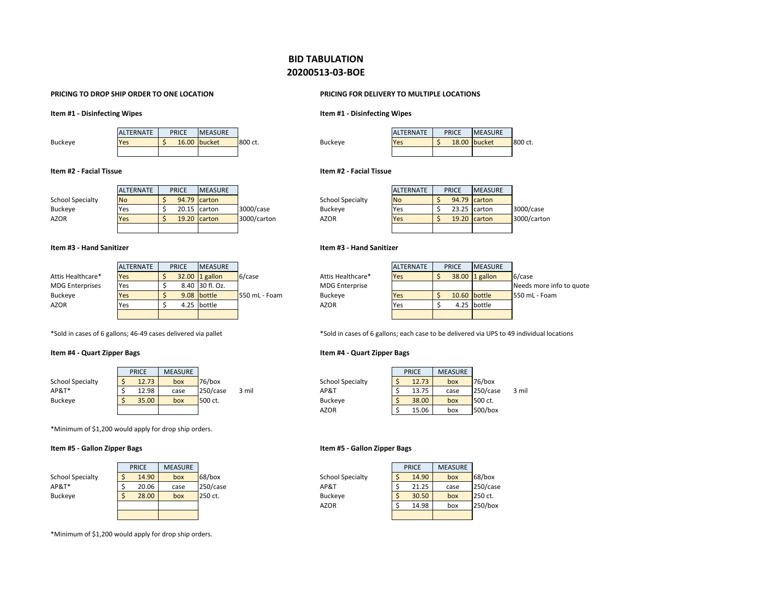# BID TABULATION
# 20200513-03-BOE

## PRICING TO DROP SHIP ORDER TO ONE LOCATION

### Item #1 - Disinfecting Wipes

| | ALTERNATE | PRICE | MEASURE | |
|---|---|---|---|---|
| Buckeye | Yes | $ 16.00 | bucket | 800 ct. |
| | | | | |

### Item #2 - Facial Tissue

| | ALTERNATE | PRICE | MEASURE | |
|---|---|---|---|---|
| School Specialty | No | $ 94.79 | carton | |
| Buckeye | Yes | $ 20.15 | carton | 3000/case |
| AZOR | Yes | $ 19.20 | carton | 3000/carton |
| | | | | |

### Item #3 - Hand Sanitizer

| | ALTERNATE | PRICE | MEASURE | |
|---|---|---|---|---|
| Attis Healthcare* | Yes | $ 32.00 | 1 gallon | 6/case |
| MDG Enterprises | Yes | $ 8.40 | 30 fl. Oz. | |
| Buckeye | Yes | $ 9.08 | bottle | 550 mL - Foam |
| AZOR | Yes | $ 4.25 | bottle | |
| | | | | |

*Sold in cases of 6 gallons; 46-49 cases delivered via pallet

### Item #4 - Quart Zipper Bags

| | PRICE | MEASURE | | |
|---|---|---|---|---|
| School Specialty | $ 12.73 | box | 76/box | |
| AP&T* | $ 12.98 | case | 250/case | 3 mil |
| Buckeye | $ 35.00 | box | 500 ct. | |
| | | | | |

*Minimum of $1,200 would apply for drop ship orders.

### Item #5 - Gallon Zipper Bags

| | PRICE | MEASURE | |
|---|---|---|---|
| School Specialty | $ 14.90 | box | 68/box |
| AP&T* | $ 20.06 | case | 250/case |
| Buckeye | $ 28.00 | box | 250 ct. |
| | | | |
| | | | |

*Minimum of $1,200 would apply for drop ship orders.

## PRICING FOR DELIVERY TO MULTIPLE LOCATIONS

### Item #1 - Disinfecting Wipes

| | ALTERNATE | PRICE | MEASURE | |
|---|---|---|---|---|
| Buckeye | Yes | $ 18.00 | bucket | 800 ct. |
| | | | | |

### Item #2 - Facial Tissue

| | ALTERNATE | PRICE | MEASURE | |
|---|---|---|---|---|
| School Specialty | No | $ 94.79 | carton | |
| Buckeye | Yes | $ 23.25 | carton | 3000/case |
| AZOR | Yes | $ 19.20 | carton | 3000/carton |
| | | | | |

### Item #3 - Hand Sanitizer

| | ALTERNATE | PRICE | MEASURE | |
|---|---|---|---|---|
| Attis Healthcare* | Yes | $ 38.00 | 1 gallon | 6/case |
| MDG Enterprise | | | | Needs more info to quote |
| Buckeye | Yes | $ 10.60 | bottle | 550 mL - Foam |
| AZOR | Yes | $ 4.25 | bottle | |
| | | | | |

*Sold in cases of 6 gallons; each case to be delivered via UPS to 49 individual locations

### Item #4 - Quart Zipper Bags

| | PRICE | MEASURE | | |
|---|---|---|---|---|
| School Specialty | $ 12.73 | box | 76/box | |
| AP&T | $ 13.75 | case | 250/case | 3 mil |
| Buckeye | $ 38.00 | box | 500 ct. | |
| AZOR | $ 15.06 | box | 500/box | |

### Item #5 - Gallon Zipper Bags

| | PRICE | MEASURE | |
|---|---|---|---|
| School Specialty | $ 14.90 | box | 68/box |
| AP&T | $ 21.25 | case | 250/case |
| Buckeye | $ 30.50 | box | 250 ct. |
| AZOR | $ 14.98 | box | 250/box |
| | | | |